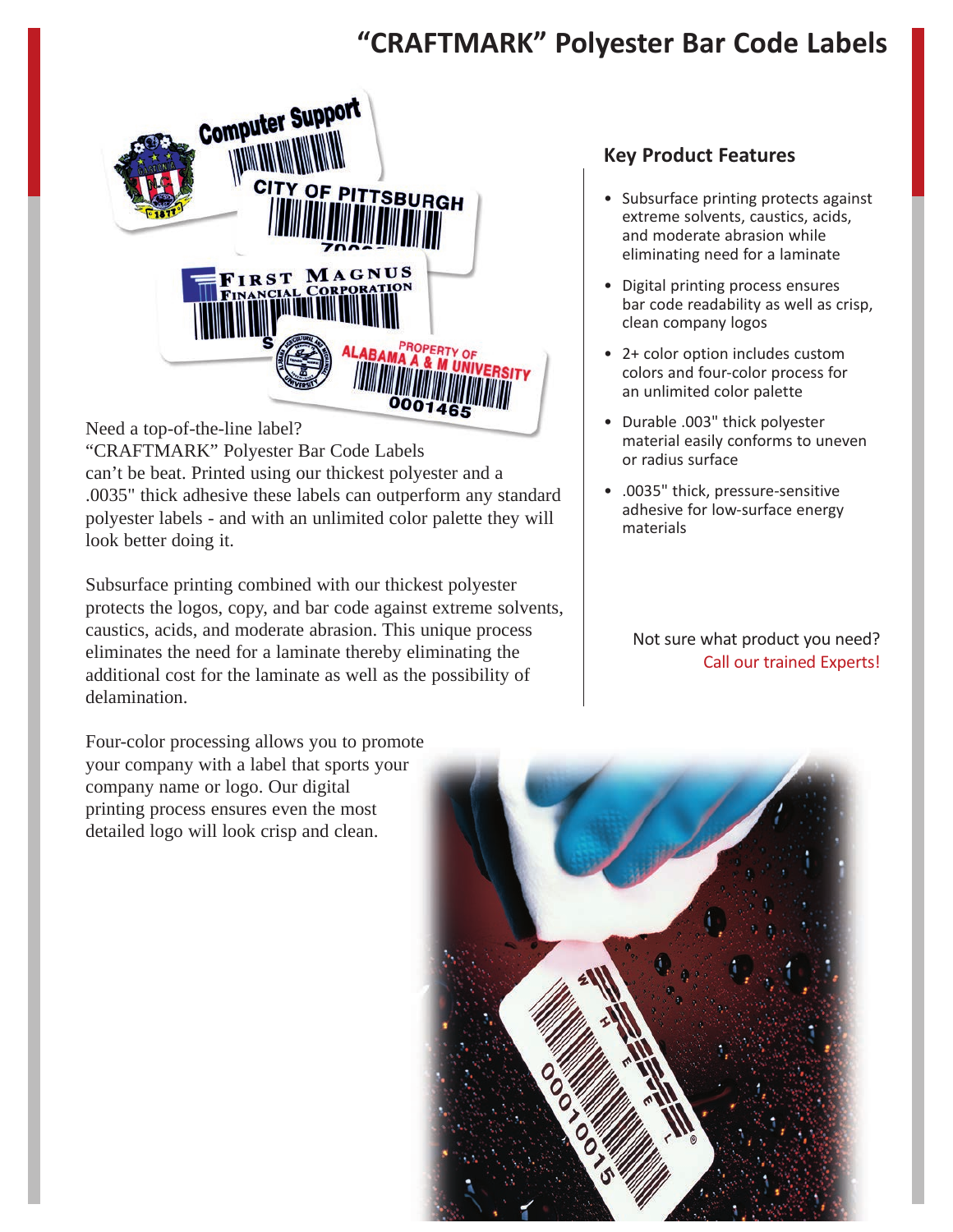# "CRAFTMARK" Polyester Bar Code Labels

Need a top-of-the-line label?
"CRAFTMARK" Polyester Bar Code Labels can't be beat. Printed using our thickest polyester and a .0035" thick adhesive these labels can outperform any standard polyester labels - and with an unlimited color palette they will look better doing it.

Subsurface printing combined with our thickest polyester protects the logos, copy, and bar code against extreme solvents, caustics, acids, and moderate abrasion. This unique process eliminates the need for a laminate thereby eliminating the additional cost for the laminate as well as the possibility of delamination.

Four-color processing allows you to promote your company with a label that sports your company name or logo. Our digital printing process ensures even the most detailed logo will look crisp and clean.

## Key Product Features

- Subsurface printing protects against extreme solvents, caustics, acids, and moderate abrasion while eliminating need for a laminate
- Digital printing process ensures bar code readability as well as crisp, clean company logos
- 2+ color option includes custom colors and four-color process for an unlimited color palette
- Durable .003" thick polyester material easily conforms to uneven or radius surface
- .0035" thick, pressure-sensitive adhesive for low-surface energy materials

Not sure what product you need?
Call our trained Experts!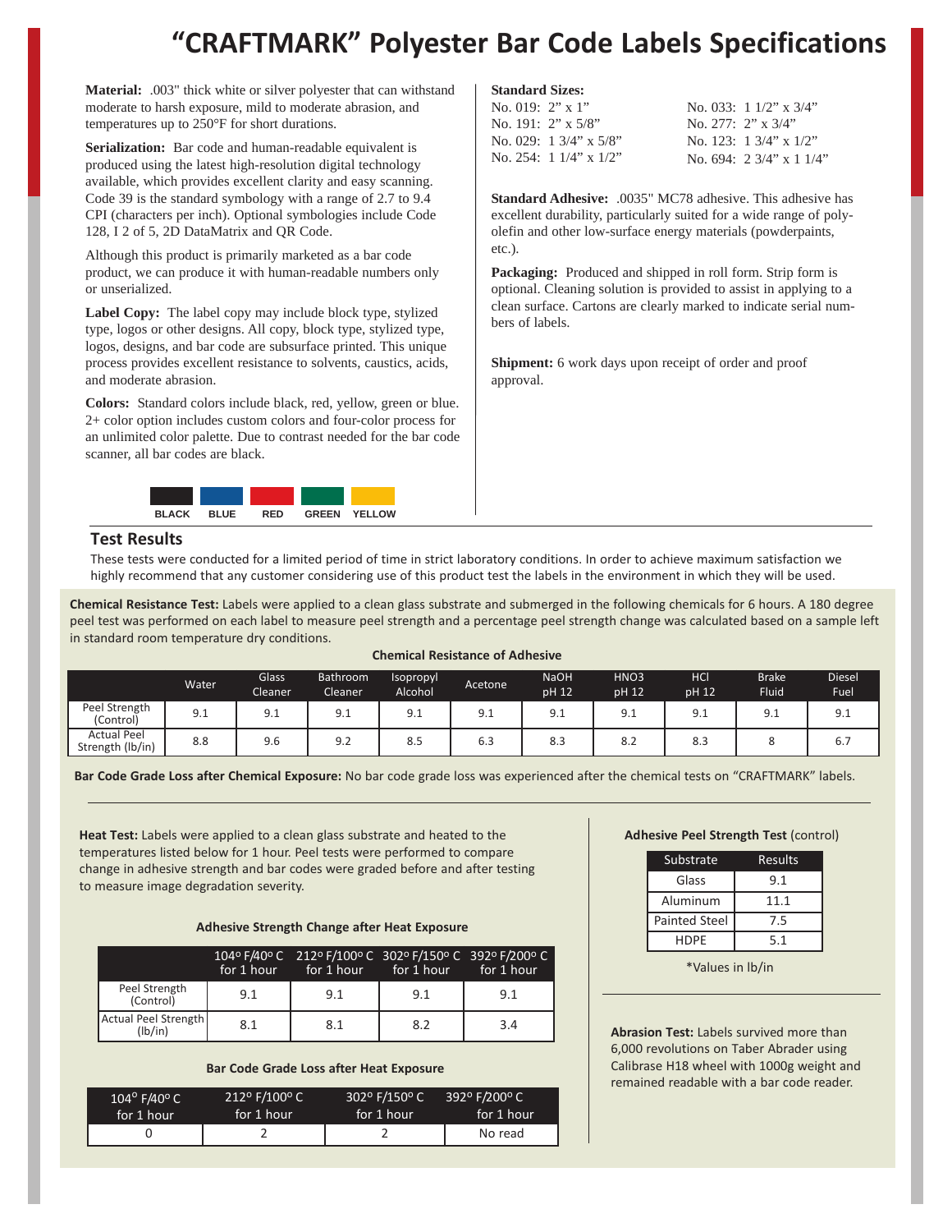# “CRAFTMARK” Polyester Bar Code Labels Specifications

**Material:** .003" thick white or silver polyester that can withstand moderate to harsh exposure, mild to moderate abrasion, and temperatures up to 250°F for short durations.

**Serialization:** Bar code and human-readable equivalent is produced using the latest high-resolution digital technology available, which provides excellent clarity and easy scanning. Code 39 is the standard symbology with a range of 2.7 to 9.4 CPI (characters per inch). Optional symbologies include Code 128, I 2 of 5, 2D DataMatrix and QR Code.

Although this product is primarily marketed as a bar code product, we can produce it with human-readable numbers only or unserialized.

**Label Copy:** The label copy may include block type, stylized type, logos or other designs. All copy, block type, stylized type, logos, designs, and bar code are subsurface printed. This unique process provides excellent resistance to solvents, caustics, acids, and moderate abrasion.

**Colors:** Standard colors include black, red, yellow, green or blue. 2+ color option includes custom colors and four-color process for an unlimited color palette. Due to contrast needed for the bar code scanner, all bar codes are black.

BLACK BLUE RED GREEN YELLOW

**Standard Sizes:**

No. 019: 2” x 1”
No. 191: 2” x 5/8”
No. 029: 1 3/4” x 5/8”
No. 254: 1 1/4” x 1/2”
No. 033: 1 1/2” x 3/4”
No. 277: 2” x 3/4”
No. 123: 1 3/4” x 1/2”
No. 694: 2 3/4” x 1 1/4”

**Standard Adhesive:** .0035" MC78 adhesive. This adhesive has excellent durability, particularly suited for a wide range of poly-olefin and other low-surface energy materials (powderpaints, etc.).

**Packaging:** Produced and shipped in roll form. Strip form is optional. Cleaning solution is provided to assist in applying to a clean surface. Cartons are clearly marked to indicate serial numbers of labels.

**Shipment:** 6 work days upon receipt of order and proof approval.

## Test Results

These tests were conducted for a limited period of time in strict laboratory conditions. In order to achieve maximum satisfaction we highly recommend that any customer considering use of this product test the labels in the environment in which they will be used.

**Chemical Resistance Test:** Labels were applied to a clean glass substrate and submerged in the following chemicals for 6 hours. A 180 degree peel test was performed on each label to measure peel strength and a percentage peel strength change was calculated based on a sample left in standard room temperature dry conditions.

**Chemical Resistance of Adhesive**

| | Water | Glass Cleaner | Bathroom Cleaner | Isopropyl Alcohol | Acetone | NaOH pH 12 | HNO3 pH 12 | HCl pH 12 | Brake Fluid | Diesel Fuel |
|---|---|---|---|---|---|---|---|---|---|---|
| Peel Strength (Control) | 9.1 | 9.1 | 9.1 | 9.1 | 9.1 | 9.1 | 9.1 | 9.1 | 9.1 | 9.1 |
| Actual Peel Strength (lb/in) | 8.8 | 9.6 | 9.2 | 8.5 | 6.3 | 8.3 | 8.2 | 8.3 | 8 | 6.7 |

**Bar Code Grade Loss after Chemical Exposure:** No bar code grade loss was experienced after the chemical tests on “CRAFTMARK” labels.

**Heat Test:** Labels were applied to a clean glass substrate and heated to the temperatures listed below for 1 hour. Peel tests were performed to compare change in adhesive strength and bar codes were graded before and after testing to measure image degradation severity.

**Adhesive Strength Change after Heat Exposure**

| | 104° F/40° C for 1 hour | 212° F/100° C for 1 hour | 302° F/150° C for 1 hour | 392° F/200° C for 1 hour |
|---|---|---|---|---|
| Peel Strength (Control) | 9.1 | 9.1 | 9.1 | 9.1 |
| Actual Peel Strength (lb/in) | 8.1 | 8.1 | 8.2 | 3.4 |

**Bar Code Grade Loss after Heat Exposure**

| 104° F/40° C for 1 hour | 212° F/100° C for 1 hour | 302° F/150° C for 1 hour | 392° F/200° C for 1 hour |
|---|---|---|---|
| 0 | 2 | 2 | No read |

**Adhesive Peel Strength Test** (control)

| Substrate | Results |
|---|---|
| Glass | 9.1 |
| Aluminum | 11.1 |
| Painted Steel | 7.5 |
| HDPE | 5.1 |

*Values in lb/in

**Abrasion Test:** Labels survived more than 6,000 revolutions on Taber Abrader using Calibrase H18 wheel with 1000g weight and remained readable with a bar code reader.